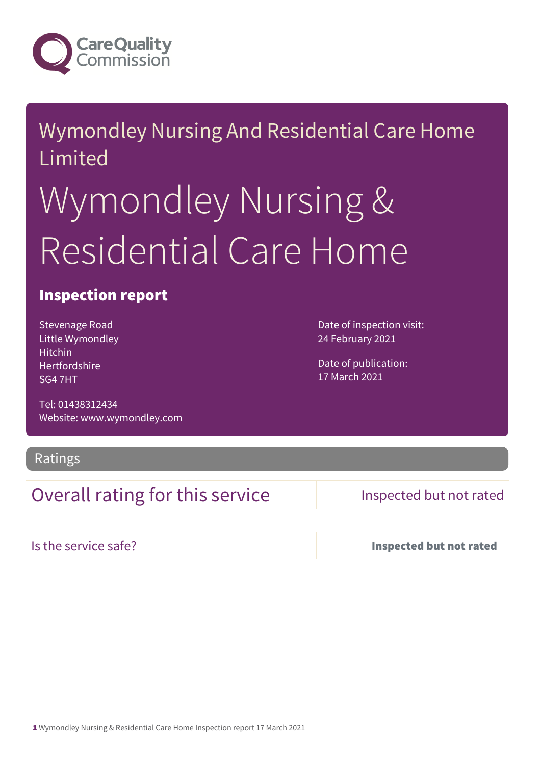Wymondley Nursing And Residential Care Home Limited

# Wymondley Nursing & Residential Care Home

## Inspection report

Stevenage Road
Little Wymondley
Hitchin
Hertfordshire
SG4 7HT

Tel: 01438312434
Website: www.wymondley.com

Date of inspection visit:
24 February 2021

Date of publication:
17 March 2021

## Ratings

| Overall rating for this service | Inspected but not rated |
|---|---|
| Is the service safe? | **Inspected but not rated** |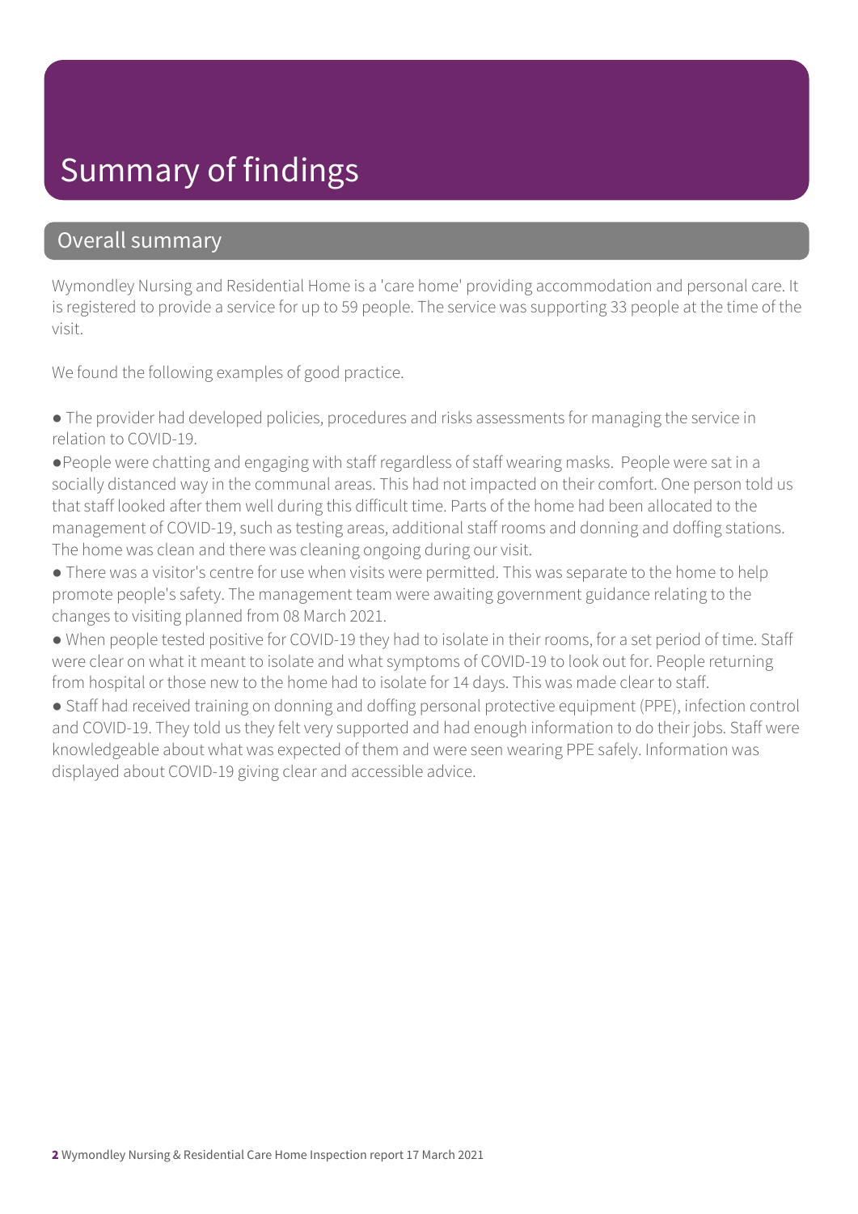# Summary of findings

## Overall summary

Wymondley Nursing and Residential Home is a 'care home' providing accommodation and personal care. It is registered to provide a service for up to 59 people. The service was supporting 33 people at the time of the visit.

We found the following examples of good practice.

- The provider had developed policies, procedures and risks assessments for managing the service in relation to COVID-19.
- People were chatting and engaging with staff regardless of staff wearing masks. People were sat in a socially distanced way in the communal areas. This had not impacted on their comfort. One person told us that staff looked after them well during this difficult time. Parts of the home had been allocated to the management of COVID-19, such as testing areas, additional staff rooms and donning and doffing stations. The home was clean and there was cleaning ongoing during our visit.
- There was a visitor's centre for use when visits were permitted. This was separate to the home to help promote people's safety. The management team were awaiting government guidance relating to the changes to visiting planned from 08 March 2021.
- When people tested positive for COVID-19 they had to isolate in their rooms, for a set period of time. Staff were clear on what it meant to isolate and what symptoms of COVID-19 to look out for. People returning from hospital or those new to the home had to isolate for 14 days. This was made clear to staff.
- Staff had received training on donning and doffing personal protective equipment (PPE), infection control and COVID-19. They told us they felt very supported and had enough information to do their jobs. Staff were knowledgeable about what was expected of them and were seen wearing PPE safely. Information was displayed about COVID-19 giving clear and accessible advice.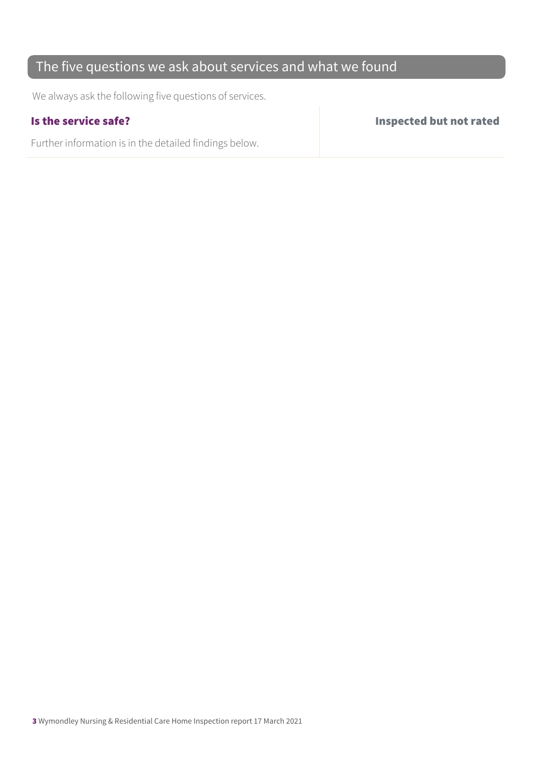## The five questions we ask about services and what we found

We always ask the following five questions of services.

| **Is the service safe?** | **Inspected but not rated** |
| --- | --- |
| Further information is in the detailed findings below. | |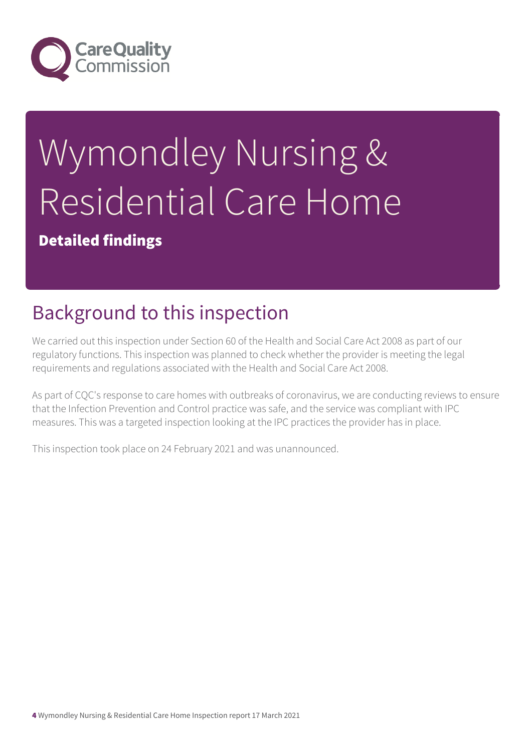# Wymondley Nursing & Residential Care Home

**Detailed findings**

## Background to this inspection

We carried out this inspection under Section 60 of the Health and Social Care Act 2008 as part of our regulatory functions. This inspection was planned to check whether the provider is meeting the legal requirements and regulations associated with the Health and Social Care Act 2008.

As part of CQC's response to care homes with outbreaks of coronavirus, we are conducting reviews to ensure that the Infection Prevention and Control practice was safe, and the service was compliant with IPC measures. This was a targeted inspection looking at the IPC practices the provider has in place.

This inspection took place on 24 February 2021 and was unannounced.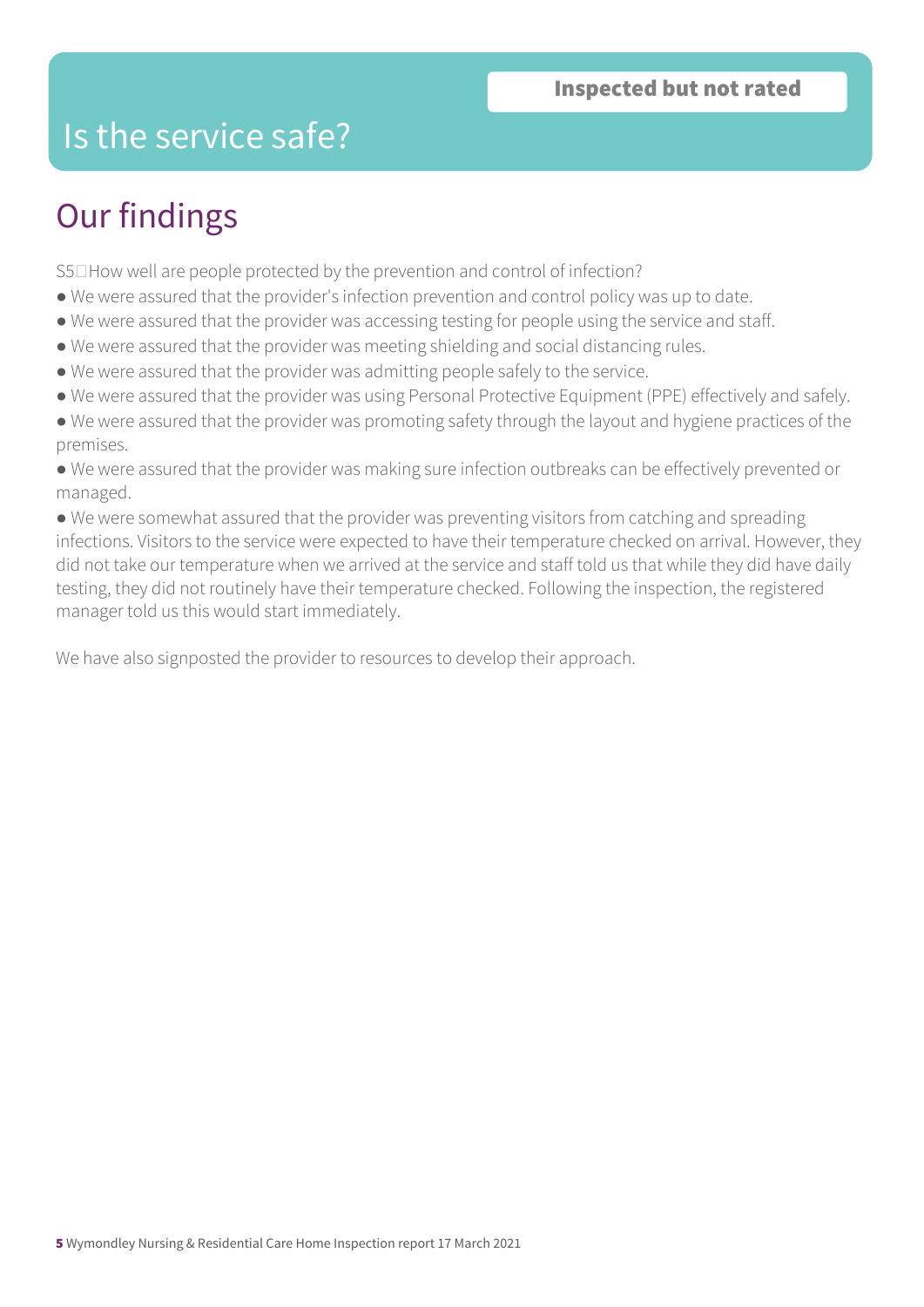# Is the service safe?

**Inspected but not rated**

## Our findings

S5 How well are people protected by the prevention and control of infection?

- We were assured that the provider's infection prevention and control policy was up to date.
- We were assured that the provider was accessing testing for people using the service and staff.
- We were assured that the provider was meeting shielding and social distancing rules.
- We were assured that the provider was admitting people safely to the service.
- We were assured that the provider was using Personal Protective Equipment (PPE) effectively and safely.
- We were assured that the provider was promoting safety through the layout and hygiene practices of the premises.
- We were assured that the provider was making sure infection outbreaks can be effectively prevented or managed.
- We were somewhat assured that the provider was preventing visitors from catching and spreading infections. Visitors to the service were expected to have their temperature checked on arrival. However, they did not take our temperature when we arrived at the service and staff told us that while they did have daily testing, they did not routinely have their temperature checked. Following the inspection, the registered manager told us this would start immediately.

We have also signposted the provider to resources to develop their approach.